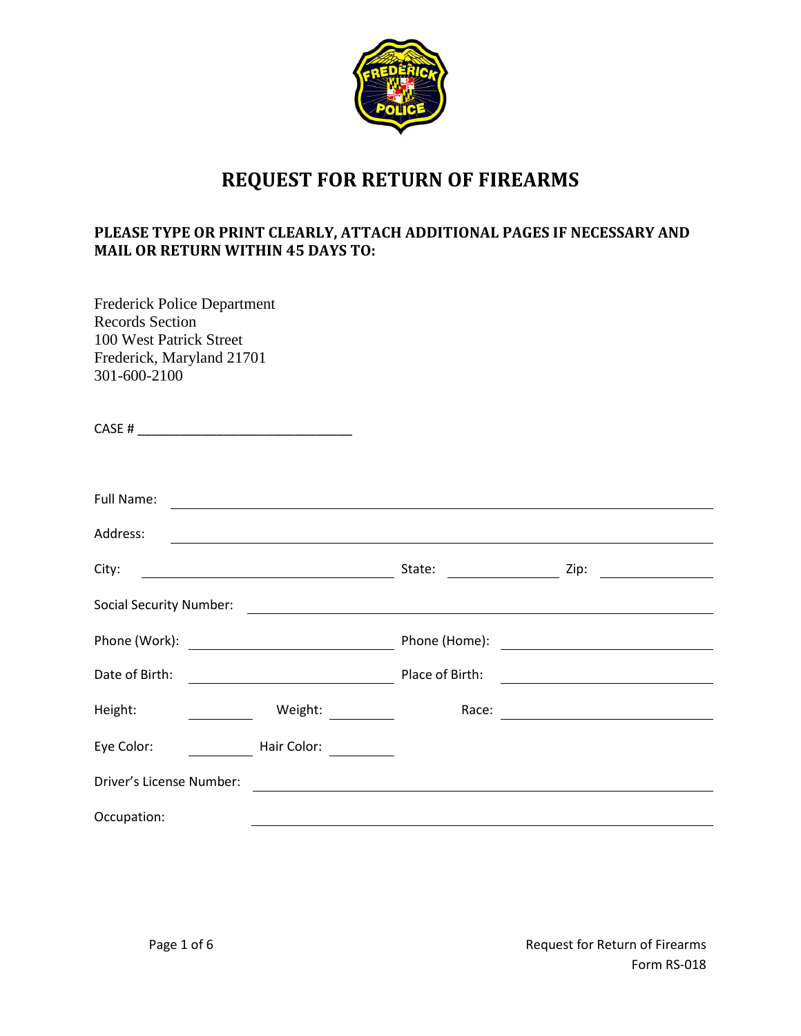# REQUEST FOR RETURN OF FIREARMS

**PLEASE TYPE OR PRINT CLEARLY, ATTACH ADDITIONAL PAGES IF NECESSARY AND MAIL OR RETURN WITHIN 45 DAYS TO:**

Frederick Police Department
Records Section
100 West Patrick Street
Frederick, Maryland 21701
301-600-2100

CASE # ______________________________

Full Name: ______________________________

Address: ______________________________

City: ______________ State: __________ Zip: __________

Social Security Number: ______________________________

Phone (Work): ______________ Phone (Home): ______________

Date of Birth: ______________ Place of Birth: ______________

Height: ________ Weight: ________ Race: ______________

Eye Color: ________ Hair Color: ________

Driver's License Number: ______________________________

Occupation: ______________________________

Request for Return of Firearms
Form RS-018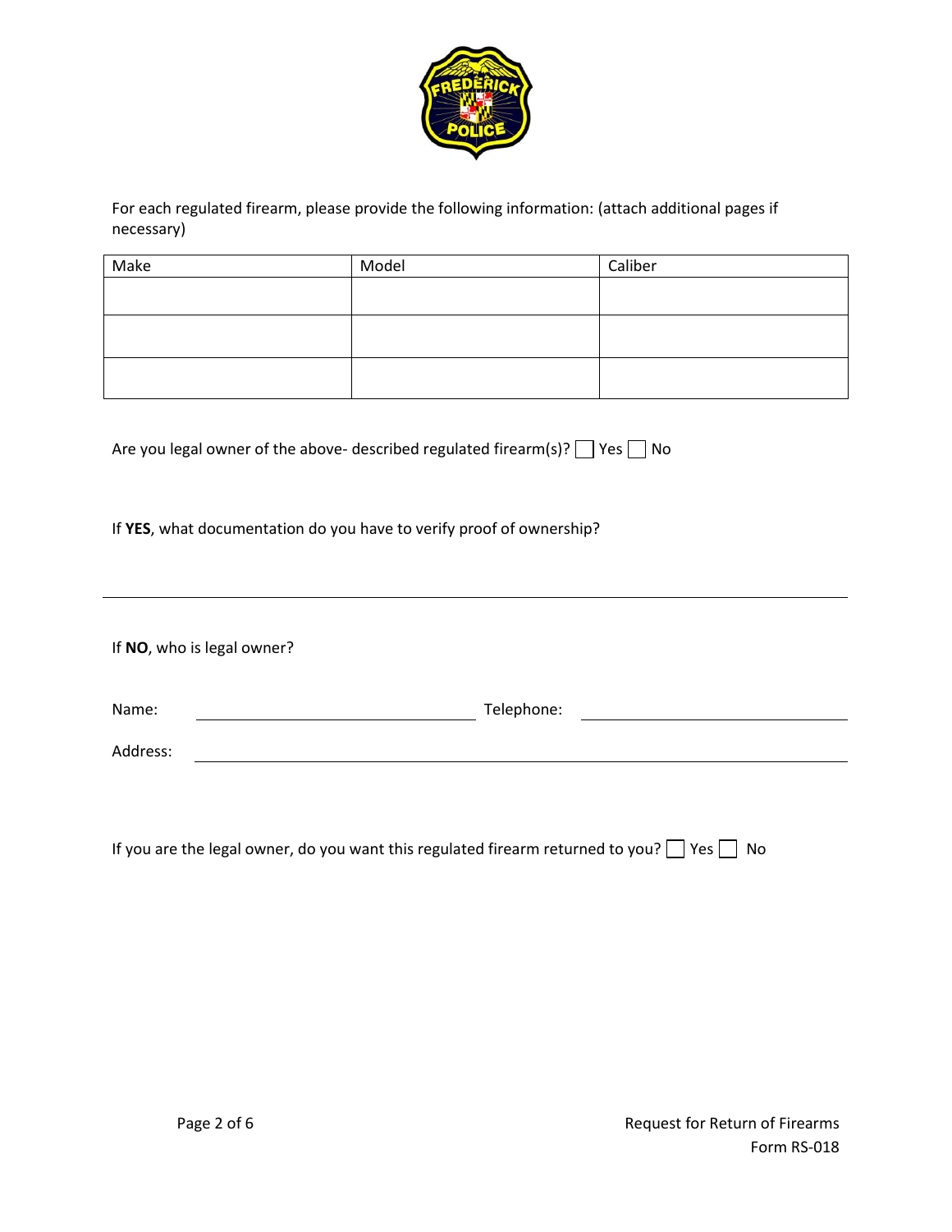For each regulated firearm, please provide the following information: (attach additional pages if necessary)

| Make | Model | Caliber |
| --- | --- | --- |
| | | |
| | | |
| | | |

Are you legal owner of the above- described regulated firearm(s)? ☐ Yes ☐ No

If **YES**, what documentation do you have to verify proof of ownership?

_______________________________________________________________________________

If **NO**, who is legal owner?

Name: ______________________________ Telephone: ______________________________

Address: _____________________________________________________________________

If you are the legal owner, do you want this regulated firearm returned to you? ☐ Yes ☐ No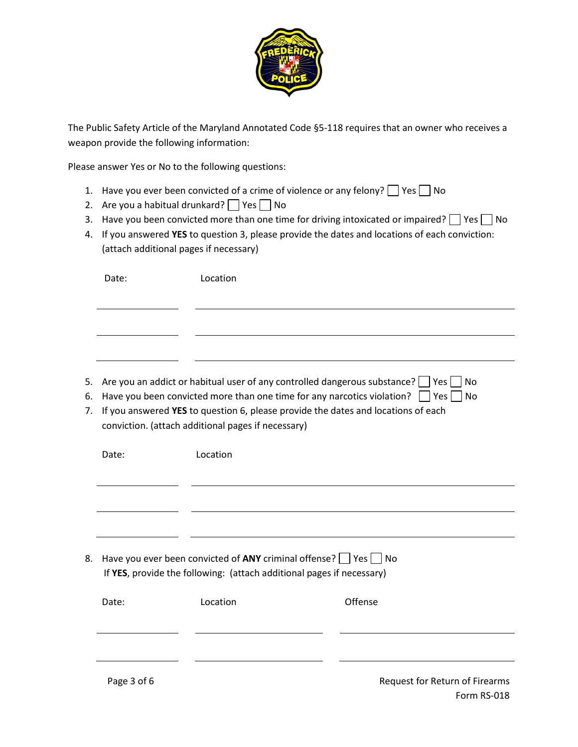The Public Safety Article of the Maryland Annotated Code §5-118 requires that an owner who receives a weapon provide the following information:

Please answer Yes or No to the following questions:

1. Have you ever been convicted of a crime of violence or any felony? ☐ Yes ☐ No
2. Are you a habitual drunkard? ☐ Yes ☐ No
3. Have you been convicted more than one time for driving intoxicated or impaired? ☐ Yes ☐ No
4. If you answered **YES** to question 3, please provide the dates and locations of each conviction: (attach additional pages if necessary)

| Date: | Location |
|---|---|
| | |
| | |
| | |

5. Are you an addict or habitual user of any controlled dangerous substance? ☐ Yes ☐ No
6. Have you been convicted more than one time for any narcotics violation? ☐ Yes ☐ No
7. If you answered **YES** to question 6, please provide the dates and locations of each conviction. (attach additional pages if necessary)

| Date: | Location |
|---|---|
| | |
| | |
| | |

8. Have you ever been convicted of **ANY** criminal offense? ☐ Yes ☐ No
   If **YES**, provide the following: (attach additional pages if necessary)

| Date: | Location | Offense |
|---|---|---|
| | | |
| | | |

Request for Return of Firearms
Form RS-018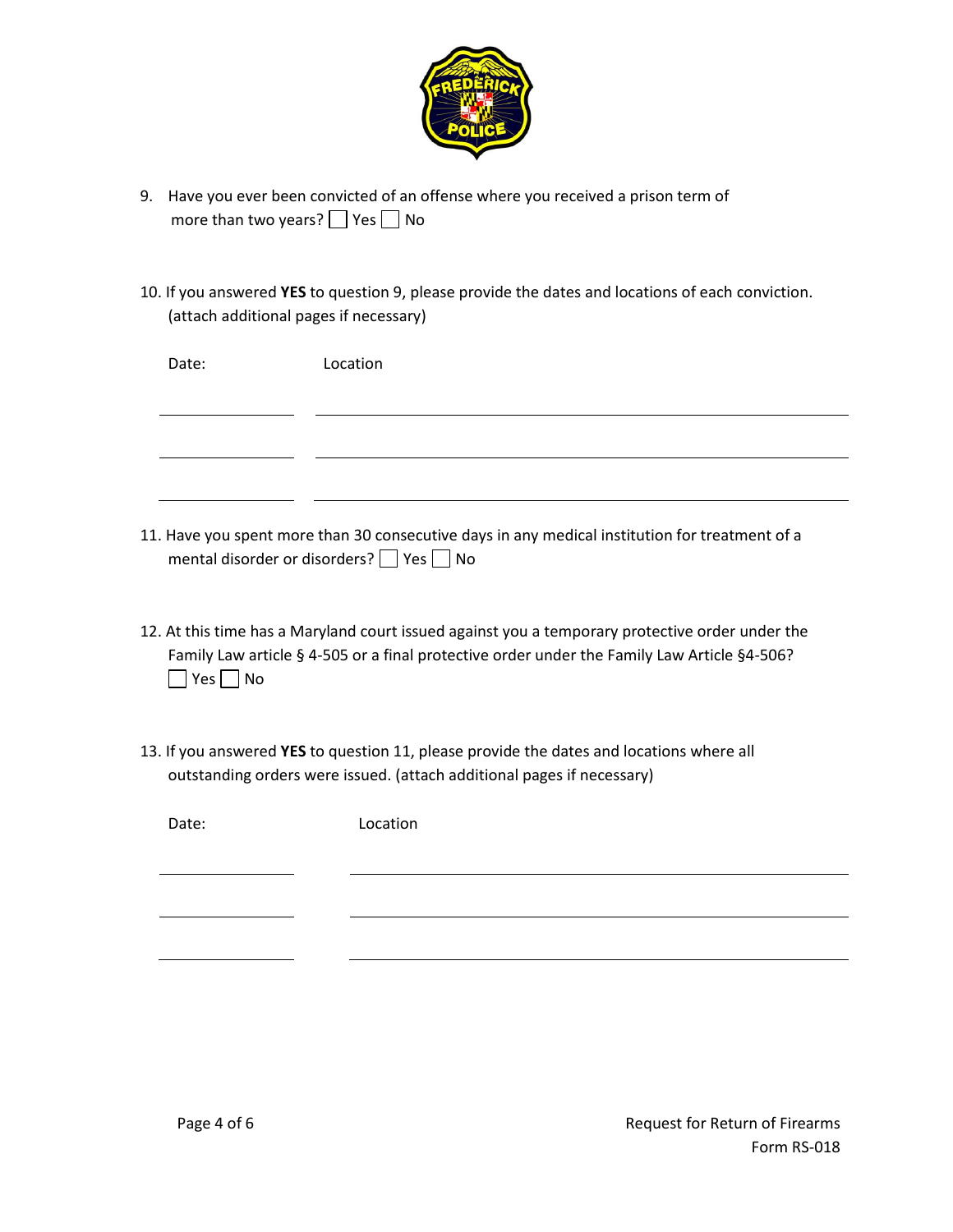9. Have you ever been convicted of an offense where you received a prison term of more than two years? ☐ Yes ☐ No

10. If you answered **YES** to question 9, please provide the dates and locations of each conviction. (attach additional pages if necessary)

| Date: | Location |
|---|---|
| | |
| | |
| | |

11. Have you spent more than 30 consecutive days in any medical institution for treatment of a mental disorder or disorders? ☐ Yes ☐ No

12. At this time has a Maryland court issued against you a temporary protective order under the Family Law article § 4-505 or a final protective order under the Family Law Article §4-506? ☐ Yes ☐ No

13. If you answered **YES** to question 11, please provide the dates and locations where all outstanding orders were issued. (attach additional pages if necessary)

| Date: | Location |
|---|---|
| | |
| | |
| | |

Request for Return of Firearms
Form RS-018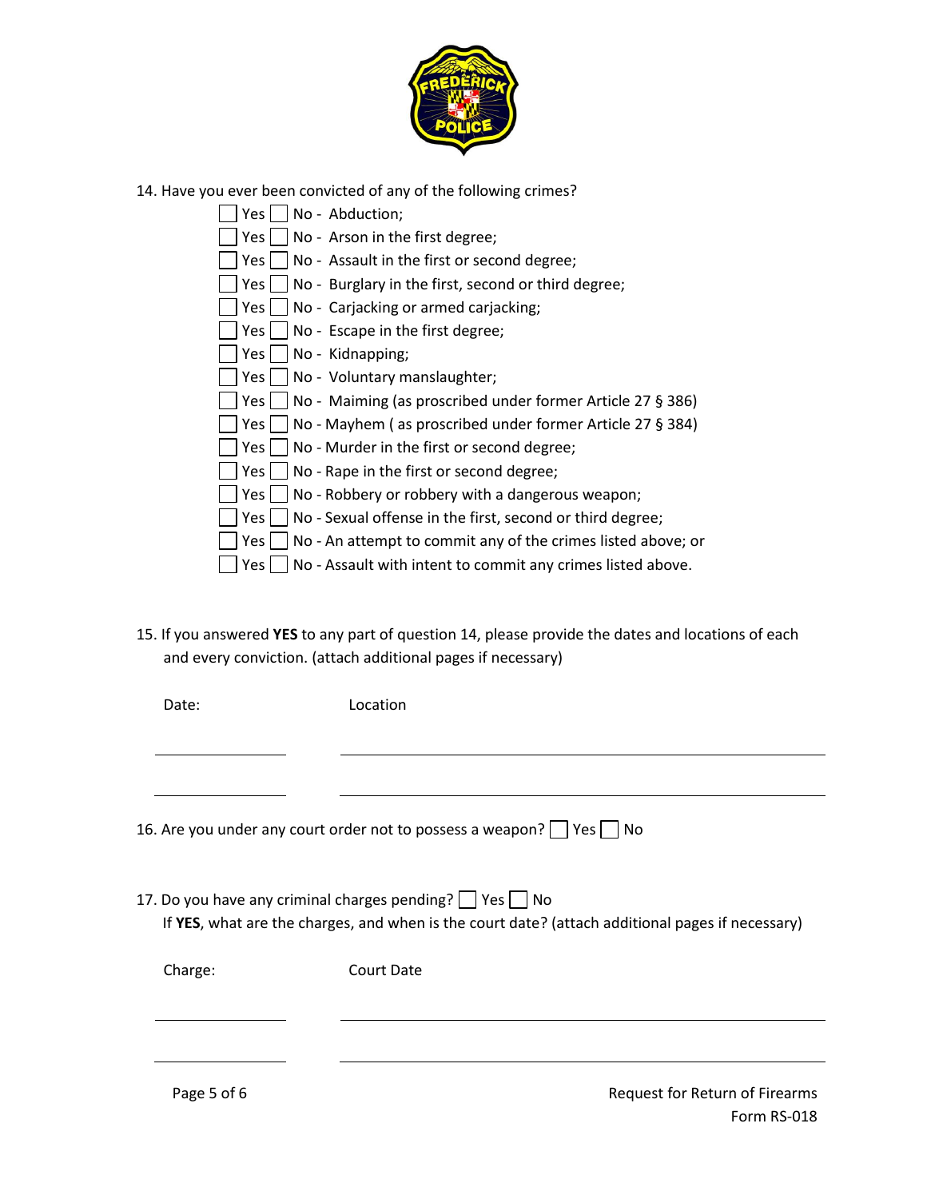14. Have you ever been convicted of any of the following crimes?

- ☐ Yes ☐ No - Abduction;
- ☐ Yes ☐ No - Arson in the first degree;
- ☐ Yes ☐ No - Assault in the first or second degree;
- ☐ Yes ☐ No - Burglary in the first, second or third degree;
- ☐ Yes ☐ No - Carjacking or armed carjacking;
- ☐ Yes ☐ No - Escape in the first degree;
- ☐ Yes ☐ No - Kidnapping;
- ☐ Yes ☐ No - Voluntary manslaughter;
- ☐ Yes ☐ No - Maiming (as proscribed under former Article 27 § 386)
- ☐ Yes ☐ No - Mayhem ( as proscribed under former Article 27 § 384)
- ☐ Yes ☐ No - Murder in the first or second degree;
- ☐ Yes ☐ No - Rape in the first or second degree;
- ☐ Yes ☐ No - Robbery or robbery with a dangerous weapon;
- ☐ Yes ☐ No - Sexual offense in the first, second or third degree;
- ☐ Yes ☐ No - An attempt to commit any of the crimes listed above; or
- ☐ Yes ☐ No - Assault with intent to commit any crimes listed above.

15. If you answered **YES** to any part of question 14, please provide the dates and locations of each and every conviction. (attach additional pages if necessary)

| Date: | Location |
|---|---|
| ____________ | ____________________________________________ |
| ____________ | ____________________________________________ |

16. Are you under any court order not to possess a weapon? ☐ Yes ☐ No

17. Do you have any criminal charges pending? ☐ Yes ☐ No
If **YES**, what are the charges, and when is the court date? (attach additional pages if necessary)

| Charge: | Court Date |
|---|---|
| ____________ | ____________________________________________ |
| ____________ | ____________________________________________ |

Request for Return of Firearms
Form RS-018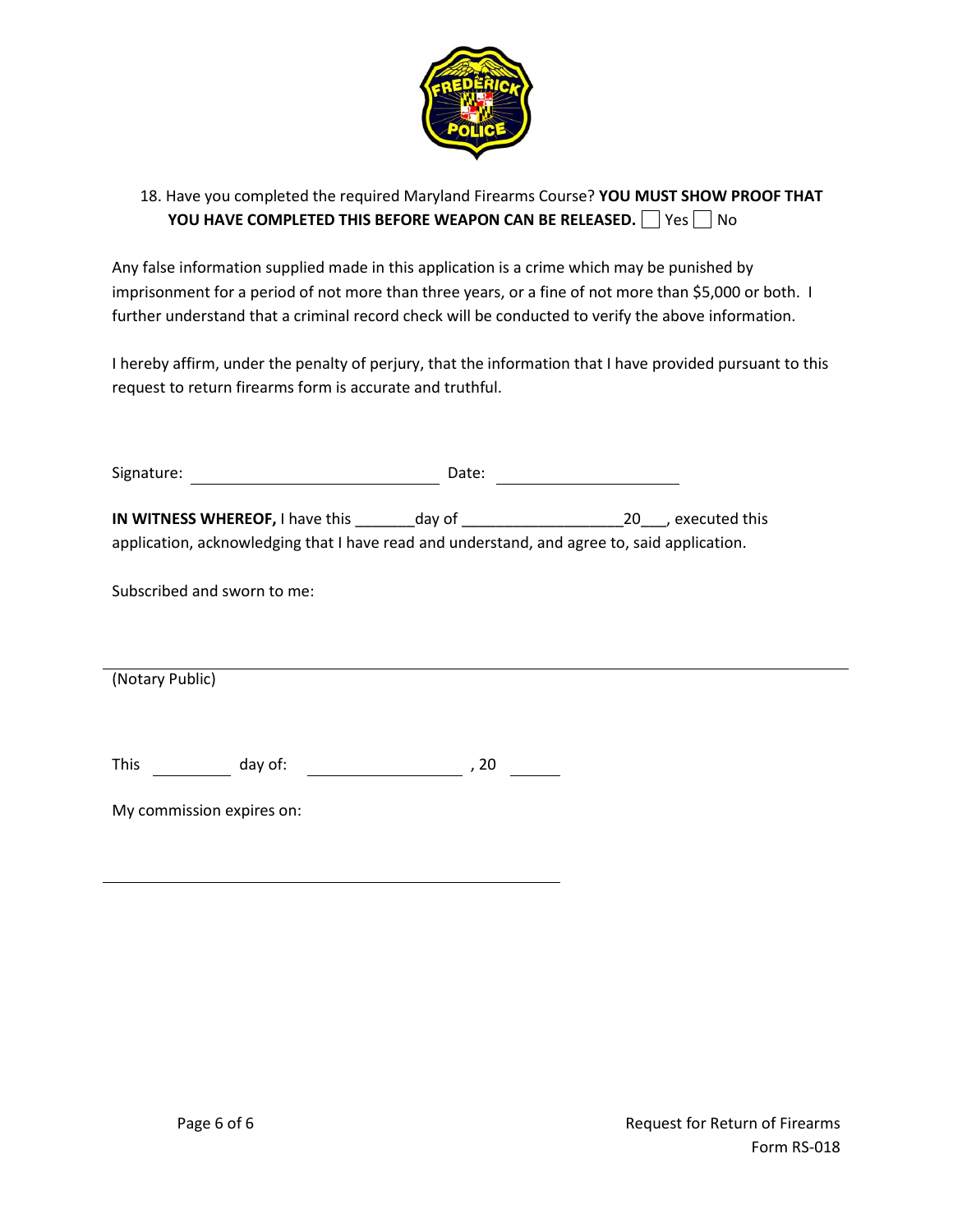18. Have you completed the required Maryland Firearms Course? **YOU MUST SHOW PROOF THAT YOU HAVE COMPLETED THIS BEFORE WEAPON CAN BE RELEASED.** ☐ Yes ☐ No

Any false information supplied made in this application is a crime which may be punished by imprisonment for a period of not more than three years, or a fine of not more than $5,000 or both. I further understand that a criminal record check will be conducted to verify the above information.

I hereby affirm, under the penalty of perjury, that the information that I have provided pursuant to this request to return firearms form is accurate and truthful.

Signature: ______________________________ Date: ______________________

**IN WITNESS WHEREOF,** I have this _______day of ___________________20___, executed this application, acknowledging that I have read and understand, and agree to, said application.

Subscribed and sworn to me:

______________________________________________________________

(Notary Public)

This __________ day of: ____________________ , 20 ______

My commission expires on:

______________________________________________________